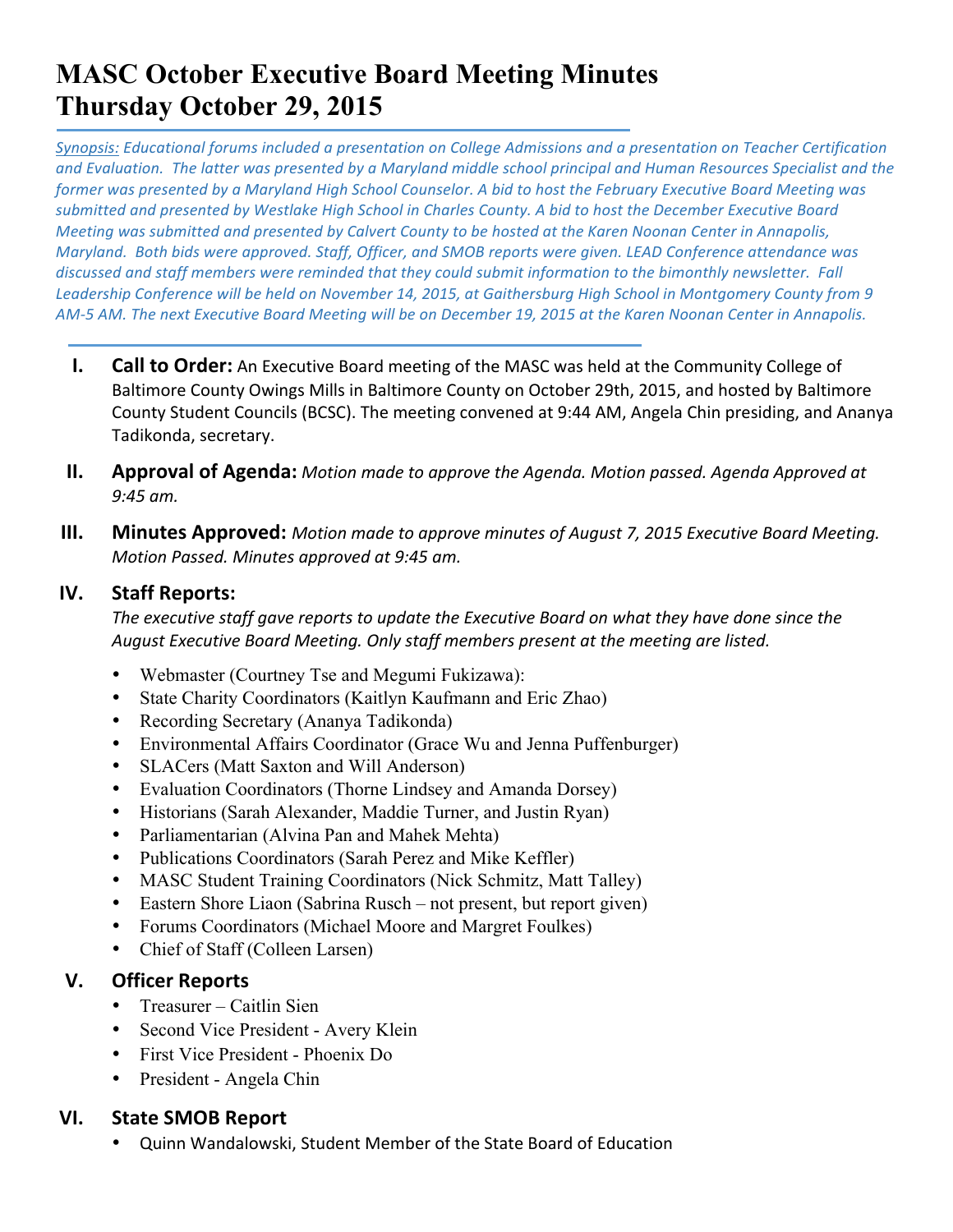# MASC October Executive Board Meeting Minutes
# Thursday October 29, 2015

*Synopsis: Educational forums included a presentation on College Admissions and a presentation on Teacher Certification and Evaluation. The latter was presented by a Maryland middle school principal and Human Resources Specialist and the former was presented by a Maryland High School Counselor. A bid to host the February Executive Board Meeting was submitted and presented by Westlake High School in Charles County. A bid to host the December Executive Board Meeting was submitted and presented by Calvert County to be hosted at the Karen Noonan Center in Annapolis, Maryland. Both bids were approved. Staff, Officer, and SMOB reports were given. LEAD Conference attendance was discussed and staff members were reminded that they could submit information to the bimonthly newsletter. Fall Leadership Conference will be held on November 14, 2015, at Gaithersburg High School in Montgomery County from 9 AM-5 AM. The next Executive Board Meeting will be on December 19, 2015 at the Karen Noonan Center in Annapolis.*

I. **Call to Order:** An Executive Board meeting of the MASC was held at the Community College of Baltimore County Owings Mills in Baltimore County on October 29th, 2015, and hosted by Baltimore County Student Councils (BCSC). The meeting convened at 9:44 AM, Angela Chin presiding, and Ananya Tadikonda, secretary.

II. **Approval of Agenda:** *Motion made to approve the Agenda. Motion passed. Agenda Approved at 9:45 am.*

III. **Minutes Approved:** *Motion made to approve minutes of August 7, 2015 Executive Board Meeting. Motion Passed. Minutes approved at 9:45 am.*

IV. **Staff Reports:**
*The executive staff gave reports to update the Executive Board on what they have done since the August Executive Board Meeting. Only staff members present at the meeting are listed.*

- Webmaster (Courtney Tse and Megumi Fukizawa):
- State Charity Coordinators (Kaitlyn Kaufmann and Eric Zhao)
- Recording Secretary (Ananya Tadikonda)
- Environmental Affairs Coordinator (Grace Wu and Jenna Puffenburger)
- SLACers (Matt Saxton and Will Anderson)
- Evaluation Coordinators (Thorne Lindsey and Amanda Dorsey)
- Historians (Sarah Alexander, Maddie Turner, and Justin Ryan)
- Parliamentarian (Alvina Pan and Mahek Mehta)
- Publications Coordinators (Sarah Perez and Mike Keffler)
- MASC Student Training Coordinators (Nick Schmitz, Matt Talley)
- Eastern Shore Liaon (Sabrina Rusch – not present, but report given)
- Forums Coordinators (Michael Moore and Margret Foulkes)
- Chief of Staff (Colleen Larsen)

V. **Officer Reports**

- Treasurer – Caitlin Sien
- Second Vice President - Avery Klein
- First Vice President - Phoenix Do
- President - Angela Chin

VI. **State SMOB Report**

- Quinn Wandalowski, Student Member of the State Board of Education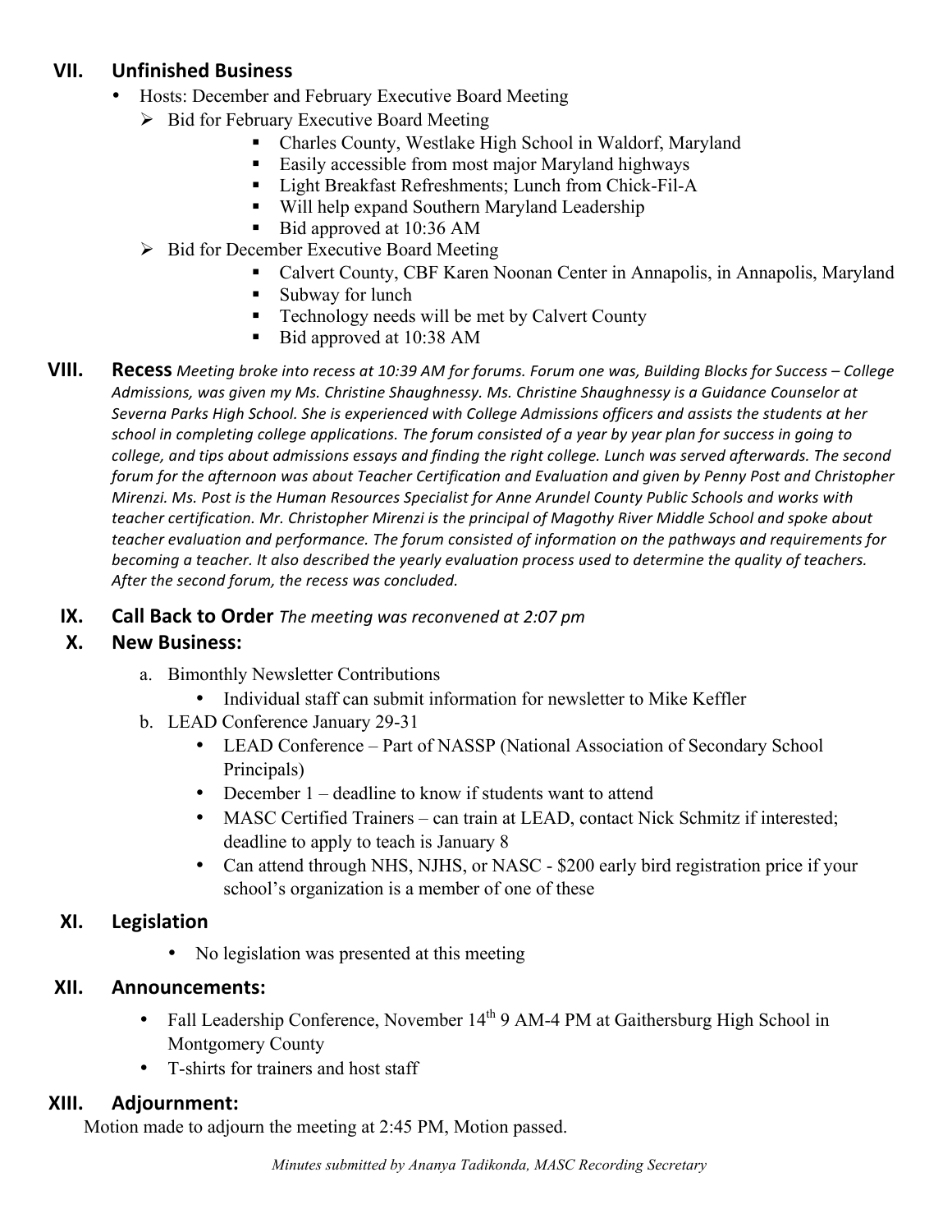## VII. Unfinished Business

- Hosts: December and February Executive Board Meeting
  - Bid for February Executive Board Meeting
    - Charles County, Westlake High School in Waldorf, Maryland
    - Easily accessible from most major Maryland highways
    - Light Breakfast Refreshments; Lunch from Chick-Fil-A
    - Will help expand Southern Maryland Leadership
    - Bid approved at 10:36 AM
  - Bid for December Executive Board Meeting
    - Calvert County, CBF Karen Noonan Center in Annapolis, in Annapolis, Maryland
    - Subway for lunch
    - Technology needs will be met by Calvert County
    - Bid approved at 10:38 AM

## VIII. Recess

*Meeting broke into recess at 10:39 AM for forums. Forum one was, Building Blocks for Success – College Admissions, was given my Ms. Christine Shaughnessy. Ms. Christine Shaughnessy is a Guidance Counselor at Severna Parks High School. She is experienced with College Admissions officers and assists the students at her school in completing college applications. The forum consisted of a year by year plan for success in going to college, and tips about admissions essays and finding the right college. Lunch was served afterwards. The second forum for the afternoon was about Teacher Certification and Evaluation and given by Penny Post and Christopher Mirenzi. Ms. Post is the Human Resources Specialist for Anne Arundel County Public Schools and works with teacher certification. Mr. Christopher Mirenzi is the principal of Magothy River Middle School and spoke about teacher evaluation and performance. The forum consisted of information on the pathways and requirements for becoming a teacher. It also described the yearly evaluation process used to determine the quality of teachers. After the second forum, the recess was concluded.*

## IX. Call Back to Order

*The meeting was reconvened at 2:07 pm*

## X. New Business:

a. Bimonthly Newsletter Contributions
   - Individual staff can submit information for newsletter to Mike Keffler

b. LEAD Conference January 29-31
   - LEAD Conference – Part of NASSP (National Association of Secondary School Principals)
   - December 1 – deadline to know if students want to attend
   - MASC Certified Trainers – can train at LEAD, contact Nick Schmitz if interested; deadline to apply to teach is January 8
   - Can attend through NHS, NJHS, or NASC - $200 early bird registration price if your school's organization is a member of one of these

## XI. Legislation

- No legislation was presented at this meeting

## XII. Announcements:

- Fall Leadership Conference, November 14th 9 AM-4 PM at Gaithersburg High School in Montgomery County
- T-shirts for trainers and host staff

## XIII. Adjournment:

Motion made to adjourn the meeting at 2:45 PM, Motion passed.

*Minutes submitted by Ananya Tadikonda, MASC Recording Secretary*